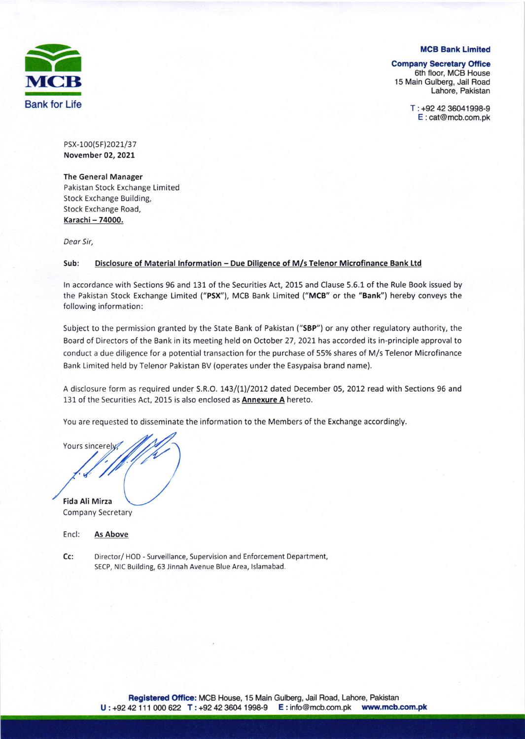**MCB Bank Limited**

**Company Secretary Office**
6th floor, MCB House
15 Main Gulberg, Jail Road
Lahore, Pakistan

T : +92 42 36041998-9
E : cat@mcb.com.pk

PSX-100(5F)2021/37
**November 02, 2021**

**The General Manager**
Pakistan Stock Exchange Limited
Stock Exchange Building,
Stock Exchange Road,
**Karachi – 74000.**

*Dear Sir,*

**Sub: Disclosure of Material Information – Due Diligence of M/s Telenor Microfinance Bank Ltd**

In accordance with Sections 96 and 131 of the Securities Act, 2015 and Clause 5.6.1 of the Rule Book issued by the Pakistan Stock Exchange Limited ("**PSX**"), MCB Bank Limited ("**MCB**" or the "**Bank**") hereby conveys the following information:

Subject to the permission granted by the State Bank of Pakistan ("**SBP**") or any other regulatory authority, the Board of Directors of the Bank in its meeting held on October 27, 2021 has accorded its in-principle approval to conduct a due diligence for a potential transaction for the purchase of 55% shares of M/s Telenor Microfinance Bank Limited held by Telenor Pakistan BV (operates under the Easypaisa brand name).

A disclosure form as required under S.R.O. 143/(1)/2012 dated December 05, 2012 read with Sections 96 and 131 of the Securities Act, 2015 is also enclosed as **Annexure A** hereto.

You are requested to disseminate the information to the Members of the Exchange accordingly.

Yours sincerely,

**Fida Ali Mirza**
Company Secretary

Encl: **As Above**

**Cc:** Director/ HOD - Surveillance, Supervision and Enforcement Department, SECP, NIC Building, 63 Jinnah Avenue Blue Area, Islamabad.

**Registered Office:** MCB House, 15 Main Gulberg, Jail Road, Lahore, Pakistan
**U :** +92 42 111 000 622 **T :** +92 42 3604 1998-9 **E :** info@mcb.com.pk **www.mcb.com.pk**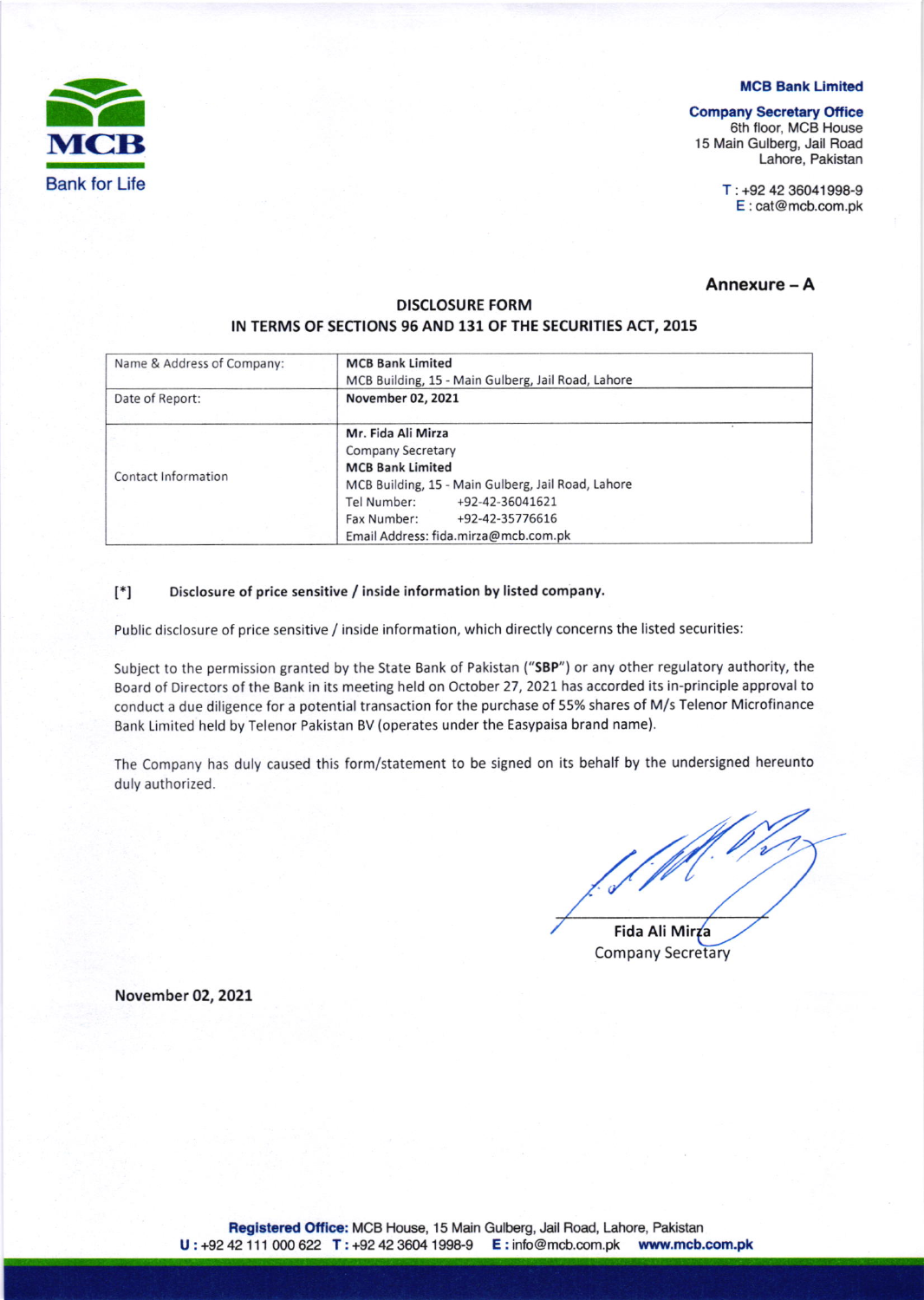**MCB Bank Limited**

**Company Secretary Office**
6th floor, MCB House
15 Main Gulberg, Jail Road
Lahore, Pakistan

T : +92 42 36041998-9
E : cat@mcb.com.pk

**Annexure – A**

## DISCLOSURE FORM
## IN TERMS OF SECTIONS 96 AND 131 OF THE SECURITIES ACT, 2015

| | |
|---|---|
| Name & Address of Company: | **MCB Bank Limited**<br>MCB Building, 15 - Main Gulberg, Jail Road, Lahore |
| Date of Report: | **November 02, 2021** |
| Contact Information | **Mr. Fida Ali Mirza**<br>Company Secretary<br>**MCB Bank Limited**<br>MCB Building, 15 - Main Gulberg, Jail Road, Lahore<br>Tel Number: +92-42-36041621<br>Fax Number: +92-42-35776616<br>Email Address: fida.mirza@mcb.com.pk |

**[*] Disclosure of price sensitive / inside information by listed company.**

Public disclosure of price sensitive / inside information, which directly concerns the listed securities:

Subject to the permission granted by the State Bank of Pakistan ("**SBP**") or any other regulatory authority, the Board of Directors of the Bank in its meeting held on October 27, 2021 has accorded its in-principle approval to conduct a due diligence for a potential transaction for the purchase of 55% shares of M/s Telenor Microfinance Bank Limited held by Telenor Pakistan BV (operates under the Easypaisa brand name).

The Company has duly caused this form/statement to be signed on its behalf by the undersigned hereunto duly authorized.

Fida Ali Mirza
Company Secretary

**November 02, 2021**

**Registered Office:** MCB House, 15 Main Gulberg, Jail Road, Lahore, Pakistan
**U :** +92 42 111 000 622 **T :** +92 42 3604 1998-9 **E :** info@mcb.com.pk **www.mcb.com.pk**